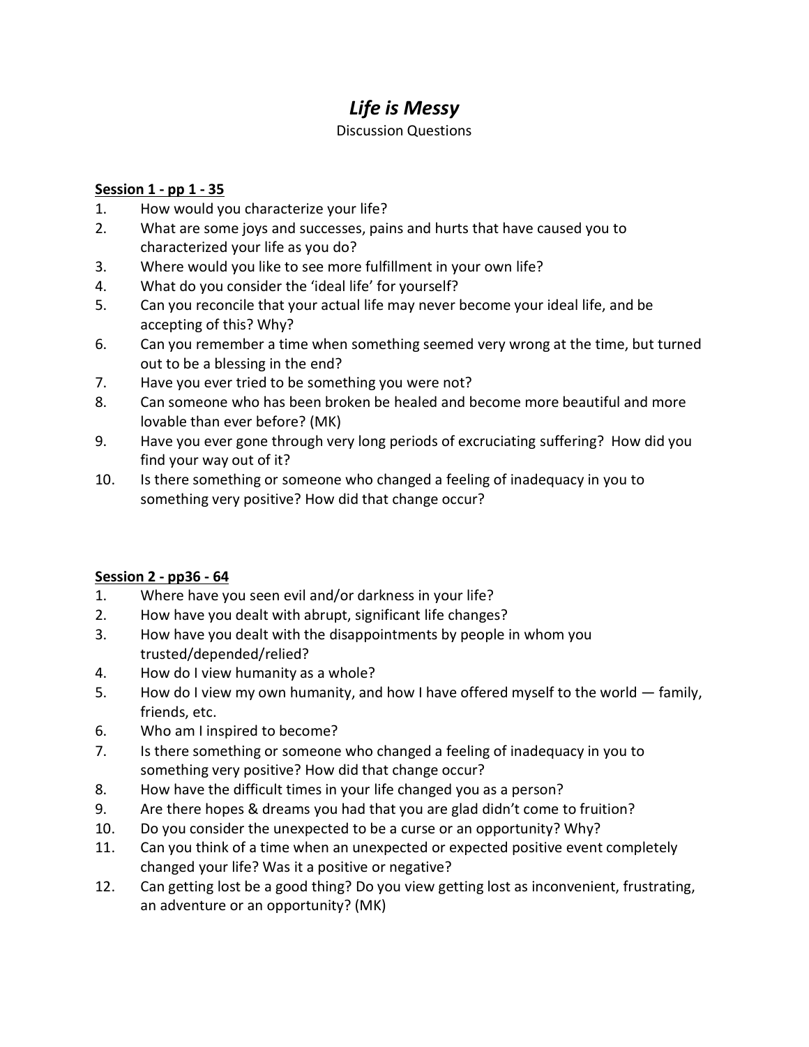# *Life is Messy*

Discussion Questions

**Session 1 - pp 1 - 35**

1. How would you characterize your life?
2. What are some joys and successes, pains and hurts that have caused you to characterized your life as you do?
3. Where would you like to see more fulfillment in your own life?
4. What do you consider the 'ideal life' for yourself?
5. Can you reconcile that your actual life may never become your ideal life, and be accepting of this? Why?
6. Can you remember a time when something seemed very wrong at the time, but turned out to be a blessing in the end?
7. Have you ever tried to be something you were not?
8. Can someone who has been broken be healed and become more beautiful and more lovable than ever before? (MK)
9. Have you ever gone through very long periods of excruciating suffering? How did you find your way out of it?
10. Is there something or someone who changed a feeling of inadequacy in you to something very positive? How did that change occur?

**Session 2 - pp36 - 64**

1. Where have you seen evil and/or darkness in your life?
2. How have you dealt with abrupt, significant life changes?
3. How have you dealt with the disappointments by people in whom you trusted/depended/relied?
4. How do I view humanity as a whole?
5. How do I view my own humanity, and how I have offered myself to the world — family, friends, etc.
6. Who am I inspired to become?
7. Is there something or someone who changed a feeling of inadequacy in you to something very positive? How did that change occur?
8. How have the difficult times in your life changed you as a person?
9. Are there hopes & dreams you had that you are glad didn't come to fruition?
10. Do you consider the unexpected to be a curse or an opportunity? Why?
11. Can you think of a time when an unexpected or expected positive event completely changed your life? Was it a positive or negative?
12. Can getting lost be a good thing? Do you view getting lost as inconvenient, frustrating, an adventure or an opportunity? (MK)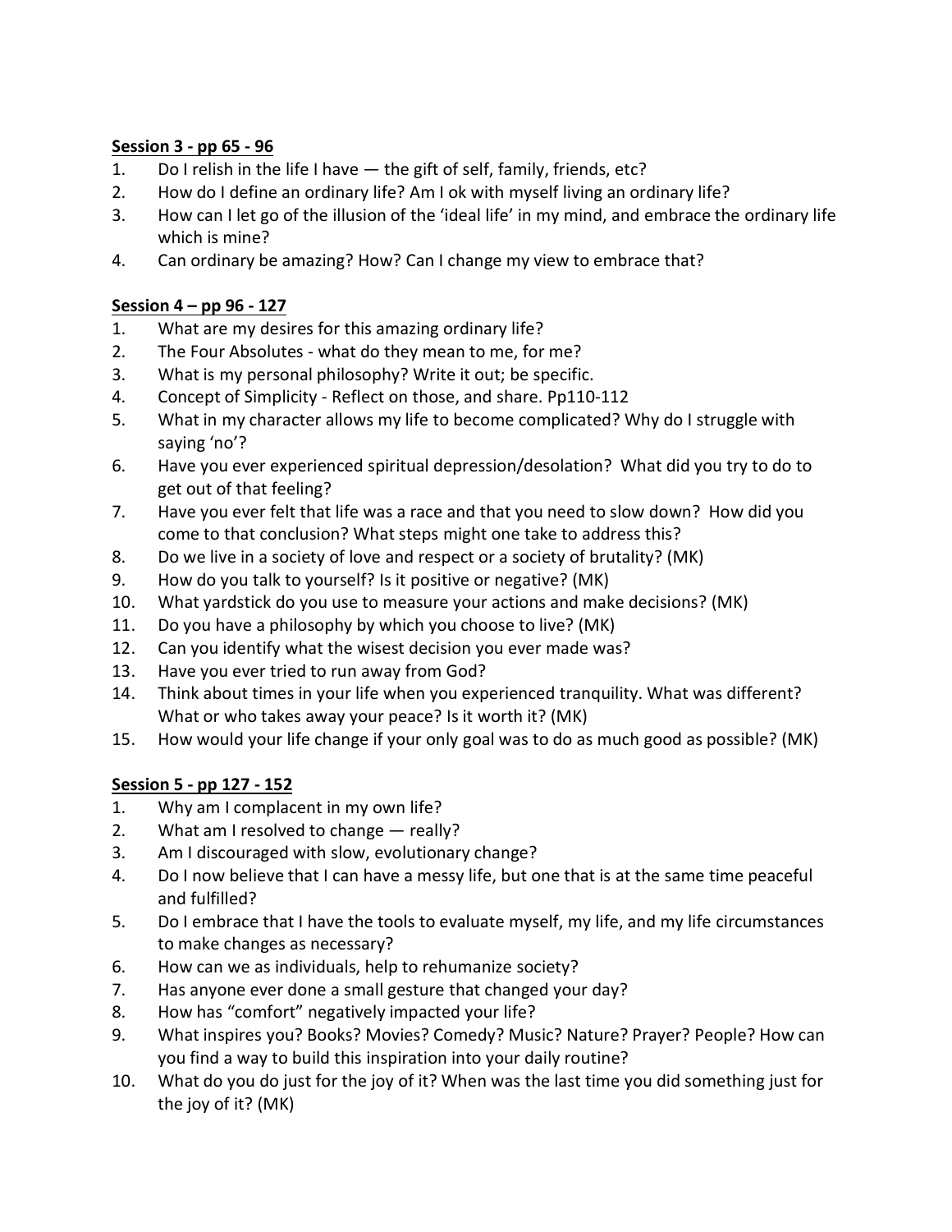**Session 3 - pp 65 - 96**

1. Do I relish in the life I have — the gift of self, family, friends, etc?
2. How do I define an ordinary life? Am I ok with myself living an ordinary life?
3. How can I let go of the illusion of the 'ideal life' in my mind, and embrace the ordinary life which is mine?
4. Can ordinary be amazing? How? Can I change my view to embrace that?

**Session 4 – pp 96 - 127**

1. What are my desires for this amazing ordinary life?
2. The Four Absolutes - what do they mean to me, for me?
3. What is my personal philosophy? Write it out; be specific.
4. Concept of Simplicity - Reflect on those, and share. Pp110-112
5. What in my character allows my life to become complicated? Why do I struggle with saying 'no'?
6. Have you ever experienced spiritual depression/desolation? What did you try to do to get out of that feeling?
7. Have you ever felt that life was a race and that you need to slow down? How did you come to that conclusion? What steps might one take to address this?
8. Do we live in a society of love and respect or a society of brutality? (MK)
9. How do you talk to yourself? Is it positive or negative? (MK)
10. What yardstick do you use to measure your actions and make decisions? (MK)
11. Do you have a philosophy by which you choose to live? (MK)
12. Can you identify what the wisest decision you ever made was?
13. Have you ever tried to run away from God?
14. Think about times in your life when you experienced tranquility. What was different? What or who takes away your peace? Is it worth it? (MK)
15. How would your life change if your only goal was to do as much good as possible? (MK)

**Session 5 - pp 127 - 152**

1. Why am I complacent in my own life?
2. What am I resolved to change — really?
3. Am I discouraged with slow, evolutionary change?
4. Do I now believe that I can have a messy life, but one that is at the same time peaceful and fulfilled?
5. Do I embrace that I have the tools to evaluate myself, my life, and my life circumstances to make changes as necessary?
6. How can we as individuals, help to rehumanize society?
7. Has anyone ever done a small gesture that changed your day?
8. How has "comfort" negatively impacted your life?
9. What inspires you? Books? Movies? Comedy? Music? Nature? Prayer? People? How can you find a way to build this inspiration into your daily routine?
10. What do you do just for the joy of it? When was the last time you did something just for the joy of it? (MK)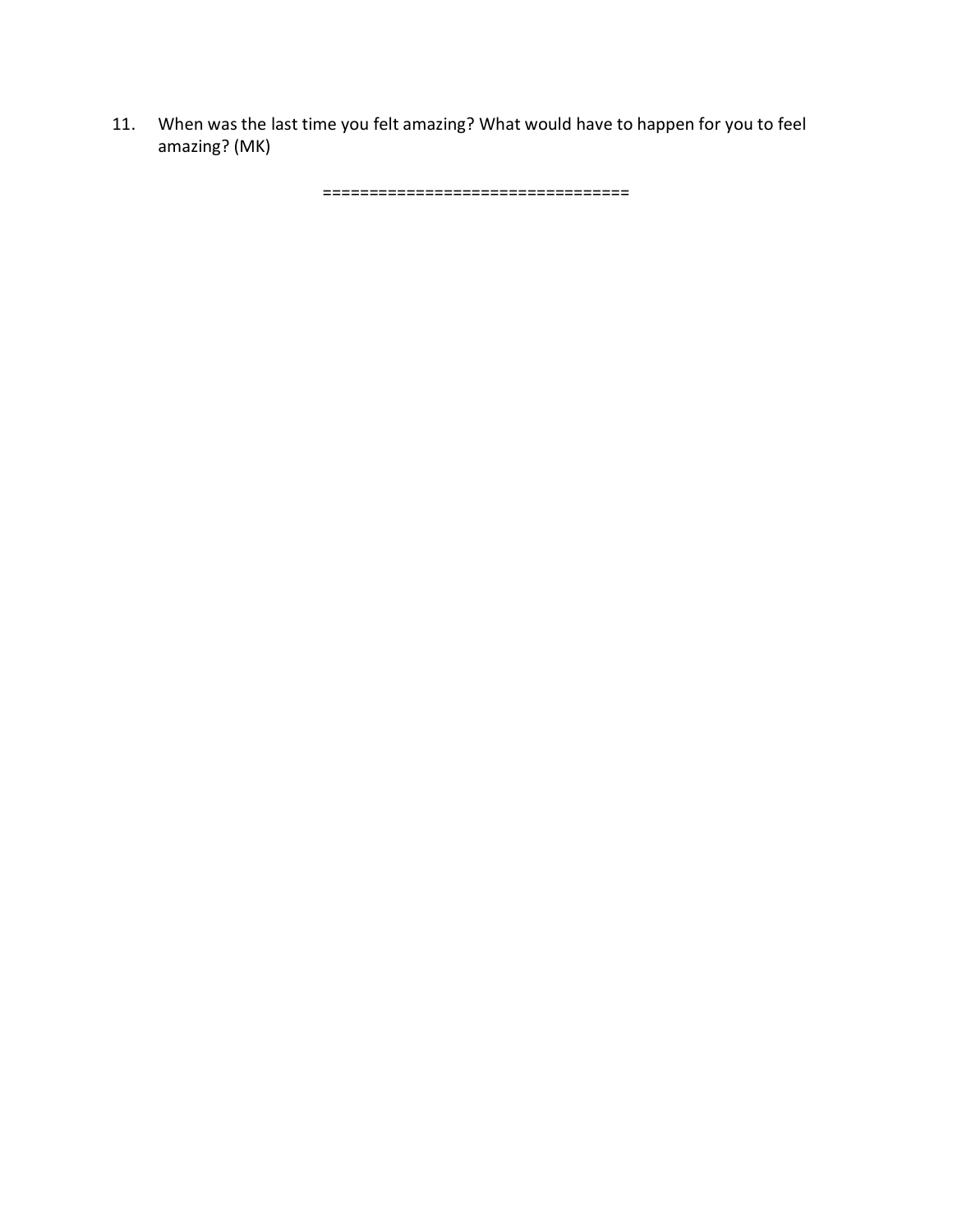11. When was the last time you felt amazing? What would have to happen for you to feel amazing? (MK)

=================================